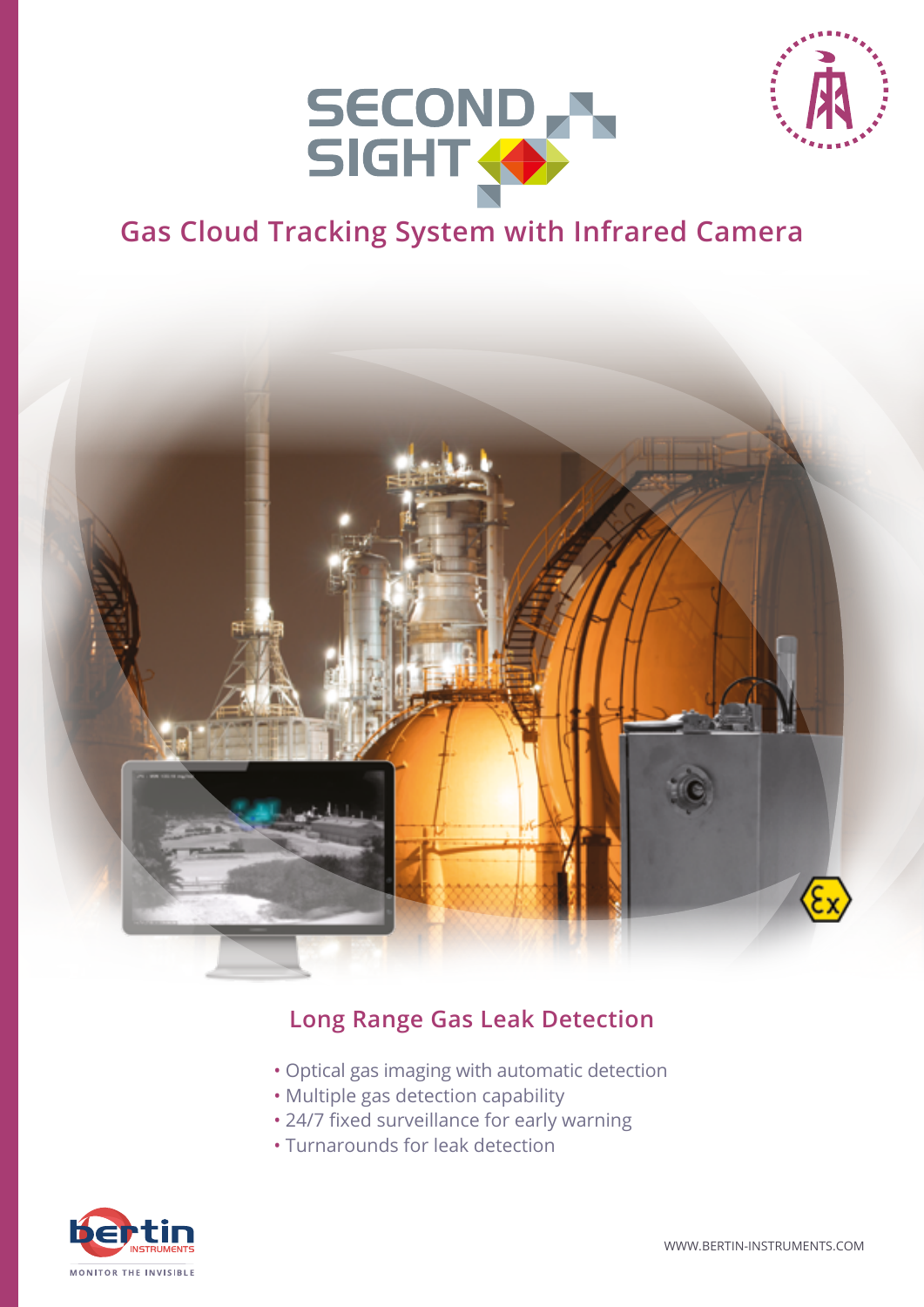# SECOND SIGHT

## Gas Cloud Tracking System with Infrared Camera

## Long Range Gas Leak Detection

- Optical gas imaging with automatic detection
- Multiple gas detection capability
- 24/7 fixed surveillance for early warning
- Turnarounds for leak detection

bertin INSTRUMENTS

MONITOR THE INVISIBLE

WWW.BERTIN-INSTRUMENTS.COM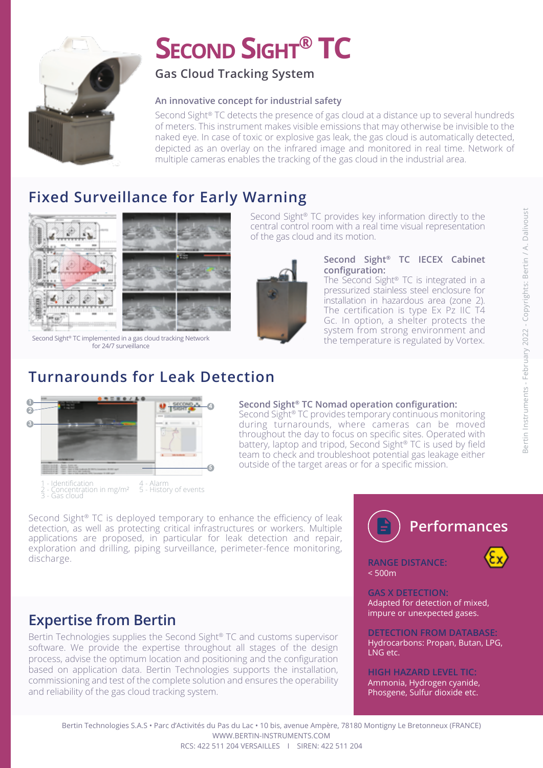# SECOND SIGHT® TC

## Gas Cloud Tracking System

### An innovative concept for industrial safety

Second Sight® TC detects the presence of gas cloud at a distance up to several hundreds of meters. This instrument makes visible emissions that may otherwise be invisible to the naked eye. In case of toxic or explosive gas leak, the gas cloud is automatically detected, depicted as an overlay on the infrared image and monitored in real time. Network of multiple cameras enables the tracking of the gas cloud in the industrial area.

## Fixed Surveillance for Early Warning

Second Sight® TC implemented in a gas cloud tracking Network for 24/7 surveillance

Second Sight® TC provides key information directly to the central control room with a real time visual representation of the gas cloud and its motion.

**Second Sight® TC IECEX Cabinet configuration:**
The Second Sight® TC is integrated in a pressurized stainless steel enclosure for installation in hazardous area (zone 2). The certification is type Ex Pz IIC T4 Gc. In option, a shelter protects the system from strong environment and the temperature is regulated by Vortex.

## Turnarounds for Leak Detection

1 - Identification
2 - Concentration in mg/m²
3 - Gas cloud
4 - Alarm
5 - History of events

**Second Sight® TC Nomad operation configuration:**
Second Sight® TC provides temporary continuous monitoring during turnarounds, where cameras can be moved throughout the day to focus on specific sites. Operated with battery, laptop and tripod, Second Sight® TC is used by field team to check and troubleshoot potential gas leakage either outside of the target areas or for a specific mission.

Second Sight® TC is deployed temporary to enhance the efficiency of leak detection, as well as protecting critical infrastructures or workers. Multiple applications are proposed, in particular for leak detection and repair, exploration and drilling, piping surveillance, perimeter-fence monitoring, discharge.

## Expertise from Bertin

Bertin Technologies supplies the Second Sight® TC and customs supervisor software. We provide the expertise throughout all stages of the design process, advise the optimum location and positioning and the configuration based on application data. Bertin Technologies supports the installation, commissioning and test of the complete solution and ensures the operability and reliability of the gas cloud tracking system.

## Performances

**RANGE DISTANCE:**
< 500m

**GAS X DETECTION:**
Adapted for detection of mixed, impure or unexpected gases.

**DETECTION FROM DATABASE:**
Hydrocarbons: Propan, Butan, LPG, LNG etc.

**HIGH HAZARD LEVEL TIC:**
Ammonia, Hydrogen cyanide, Phosgene, Sulfur dioxide etc.

Bertin Instruments - February 2022 - Copyrights: Bertin / A. Dalivoust

Bertin Technologies S.A.S • Parc d'Activités du Pas du Lac • 10 bis, avenue Ampère, 78180 Montigny Le Bretonneux (FRANCE)
WWW.BERTIN-INSTRUMENTS.COM
RCS: 422 511 204 VERSAILLES I SIREN: 422 511 204